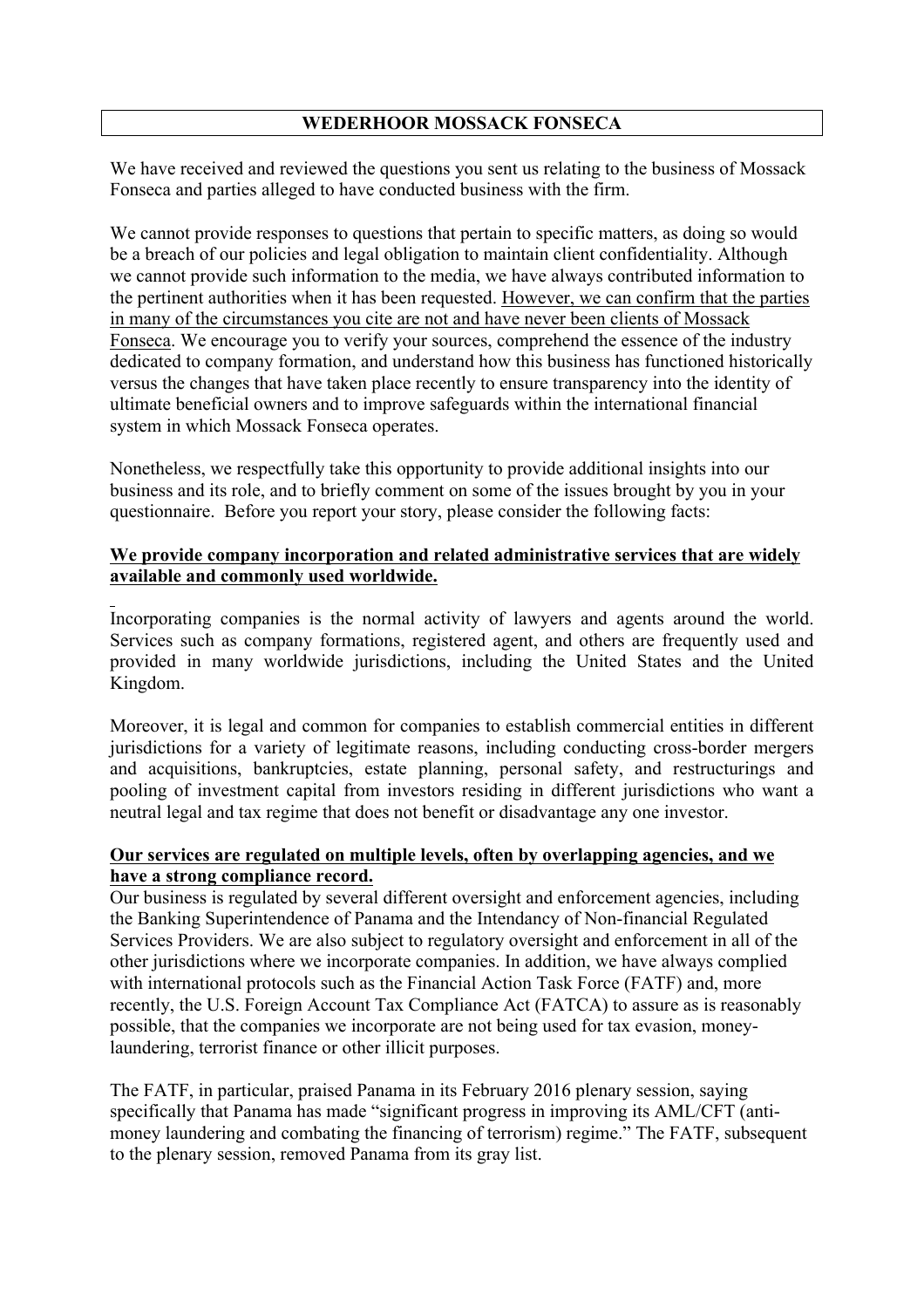# WEDERHOOR MOSSACK FONSECA

We have received and reviewed the questions you sent us relating to the business of Mossack Fonseca and parties alleged to have conducted business with the firm.

We cannot provide responses to questions that pertain to specific matters, as doing so would be a breach of our policies and legal obligation to maintain client confidentiality. Although we cannot provide such information to the media, we have always contributed information to the pertinent authorities when it has been requested. <u>However, we can confirm that the parties in many of the circumstances you cite are not and have never been clients of Mossack Fonseca</u>. We encourage you to verify your sources, comprehend the essence of the industry dedicated to company formation, and understand how this business has functioned historically versus the changes that have taken place recently to ensure transparency into the identity of ultimate beneficial owners and to improve safeguards within the international financial system in which Mossack Fonseca operates.

Nonetheless, we respectfully take this opportunity to provide additional insights into our business and its role, and to briefly comment on some of the issues brought by you in your questionnaire. Before you report your story, please consider the following facts:

**<u>We provide company incorporation and related administrative services that are widely available and commonly used worldwide.</u>**

Incorporating companies is the normal activity of lawyers and agents around the world. Services such as company formations, registered agent, and others are frequently used and provided in many worldwide jurisdictions, including the United States and the United Kingdom.

Moreover, it is legal and common for companies to establish commercial entities in different jurisdictions for a variety of legitimate reasons, including conducting cross-border mergers and acquisitions, bankruptcies, estate planning, personal safety, and restructurings and pooling of investment capital from investors residing in different jurisdictions who want a neutral legal and tax regime that does not benefit or disadvantage any one investor.

**<u>Our services are regulated on multiple levels, often by overlapping agencies, and we have a strong compliance record.</u>**

Our business is regulated by several different oversight and enforcement agencies, including the Banking Superintendence of Panama and the Intendancy of Non-financial Regulated Services Providers. We are also subject to regulatory oversight and enforcement in all of the other jurisdictions where we incorporate companies. In addition, we have always complied with international protocols such as the Financial Action Task Force (FATF) and, more recently, the U.S. Foreign Account Tax Compliance Act (FATCA) to assure as is reasonably possible, that the companies we incorporate are not being used for tax evasion, money-laundering, terrorist finance or other illicit purposes.

The FATF, in particular, praised Panama in its February 2016 plenary session, saying specifically that Panama has made "significant progress in improving its AML/CFT (anti-money laundering and combating the financing of terrorism) regime." The FATF, subsequent to the plenary session, removed Panama from its gray list.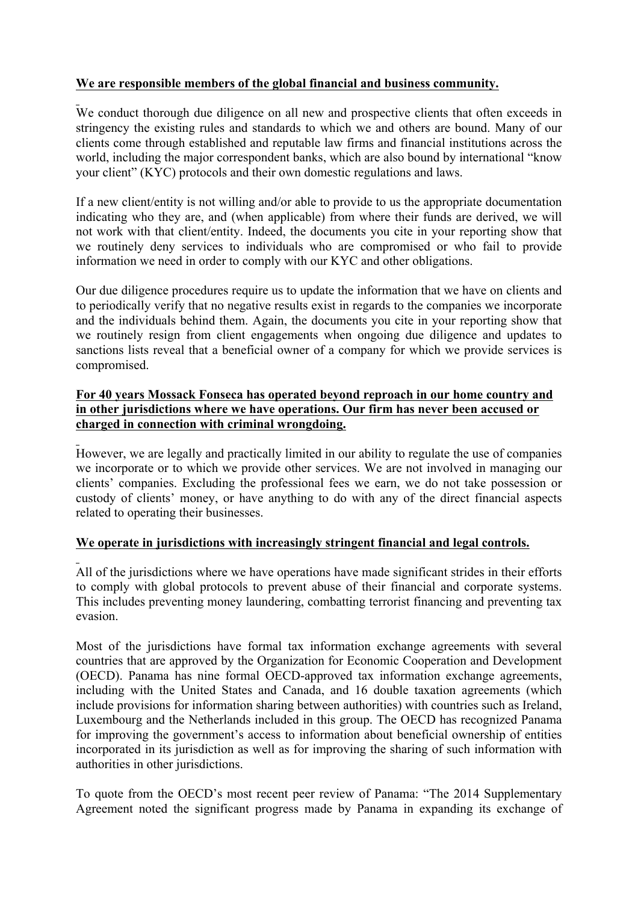**We are responsible members of the global financial and business community.**

We conduct thorough due diligence on all new and prospective clients that often exceeds in stringency the existing rules and standards to which we and others are bound. Many of our clients come through established and reputable law firms and financial institutions across the world, including the major correspondent banks, which are also bound by international "know your client" (KYC) protocols and their own domestic regulations and laws.

If a new client/entity is not willing and/or able to provide to us the appropriate documentation indicating who they are, and (when applicable) from where their funds are derived, we will not work with that client/entity. Indeed, the documents you cite in your reporting show that we routinely deny services to individuals who are compromised or who fail to provide information we need in order to comply with our KYC and other obligations.

Our due diligence procedures require us to update the information that we have on clients and to periodically verify that no negative results exist in regards to the companies we incorporate and the individuals behind them. Again, the documents you cite in your reporting show that we routinely resign from client engagements when ongoing due diligence and updates to sanctions lists reveal that a beneficial owner of a company for which we provide services is compromised.

**For 40 years Mossack Fonseca has operated beyond reproach in our home country and in other jurisdictions where we have operations. Our firm has never been accused or charged in connection with criminal wrongdoing.**

However, we are legally and practically limited in our ability to regulate the use of companies we incorporate or to which we provide other services. We are not involved in managing our clients' companies. Excluding the professional fees we earn, we do not take possession or custody of clients' money, or have anything to do with any of the direct financial aspects related to operating their businesses.

**We operate in jurisdictions with increasingly stringent financial and legal controls.**

All of the jurisdictions where we have operations have made significant strides in their efforts to comply with global protocols to prevent abuse of their financial and corporate systems. This includes preventing money laundering, combatting terrorist financing and preventing tax evasion.

Most of the jurisdictions have formal tax information exchange agreements with several countries that are approved by the Organization for Economic Cooperation and Development (OECD). Panama has nine formal OECD-approved tax information exchange agreements, including with the United States and Canada, and 16 double taxation agreements (which include provisions for information sharing between authorities) with countries such as Ireland, Luxembourg and the Netherlands included in this group. The OECD has recognized Panama for improving the government's access to information about beneficial ownership of entities incorporated in its jurisdiction as well as for improving the sharing of such information with authorities in other jurisdictions.

To quote from the OECD's most recent peer review of Panama: "The 2014 Supplementary Agreement noted the significant progress made by Panama in expanding its exchange of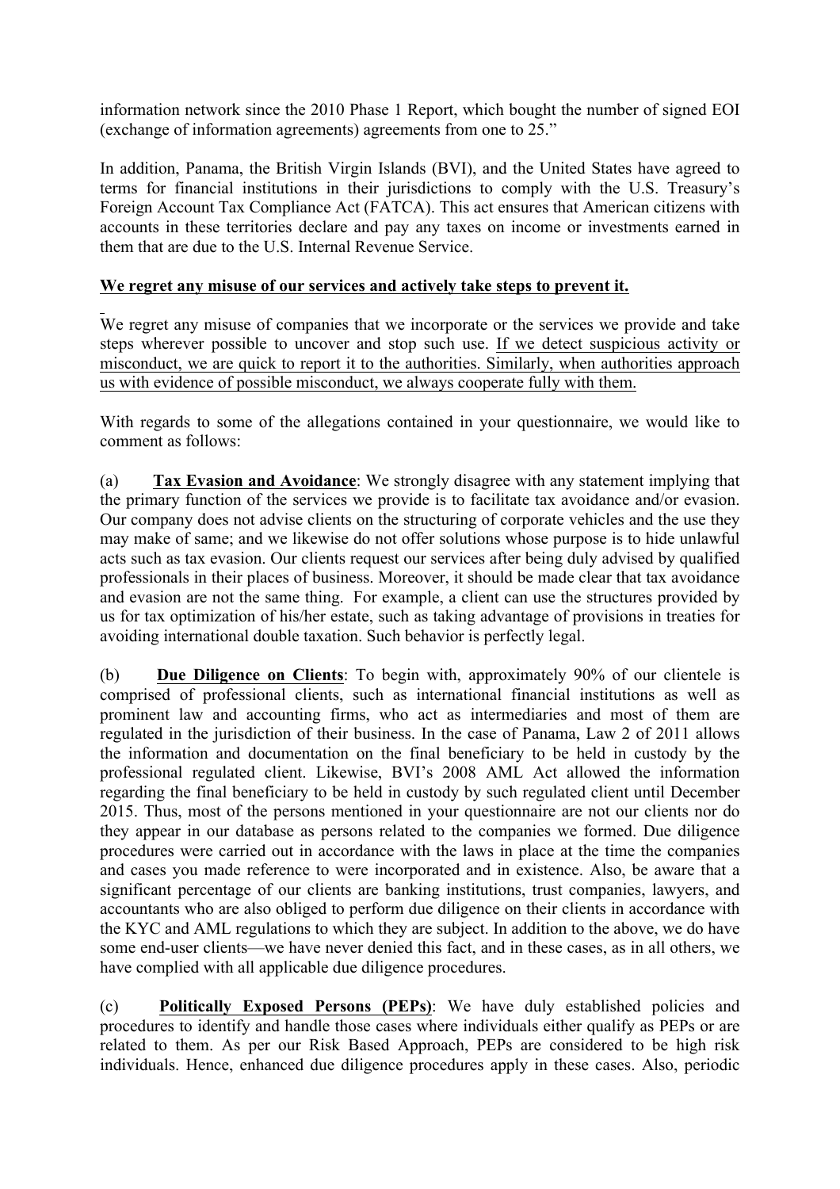information network since the 2010 Phase 1 Report, which bought the number of signed EOI (exchange of information agreements) agreements from one to 25."

In addition, Panama, the British Virgin Islands (BVI), and the United States have agreed to terms for financial institutions in their jurisdictions to comply with the U.S. Treasury's Foreign Account Tax Compliance Act (FATCA). This act ensures that American citizens with accounts in these territories declare and pay any taxes on income or investments earned in them that are due to the U.S. Internal Revenue Service.

**We regret any misuse of our services and actively take steps to prevent it.**

We regret any misuse of companies that we incorporate or the services we provide and take steps wherever possible to uncover and stop such use. If we detect suspicious activity or misconduct, we are quick to report it to the authorities. Similarly, when authorities approach us with evidence of possible misconduct, we always cooperate fully with them.

With regards to some of the allegations contained in your questionnaire, we would like to comment as follows:

(a) **Tax Evasion and Avoidance**: We strongly disagree with any statement implying that the primary function of the services we provide is to facilitate tax avoidance and/or evasion. Our company does not advise clients on the structuring of corporate vehicles and the use they may make of same; and we likewise do not offer solutions whose purpose is to hide unlawful acts such as tax evasion. Our clients request our services after being duly advised by qualified professionals in their places of business. Moreover, it should be made clear that tax avoidance and evasion are not the same thing. For example, a client can use the structures provided by us for tax optimization of his/her estate, such as taking advantage of provisions in treaties for avoiding international double taxation. Such behavior is perfectly legal.

(b) **Due Diligence on Clients**: To begin with, approximately 90% of our clientele is comprised of professional clients, such as international financial institutions as well as prominent law and accounting firms, who act as intermediaries and most of them are regulated in the jurisdiction of their business. In the case of Panama, Law 2 of 2011 allows the information and documentation on the final beneficiary to be held in custody by the professional regulated client. Likewise, BVI's 2008 AML Act allowed the information regarding the final beneficiary to be held in custody by such regulated client until December 2015. Thus, most of the persons mentioned in your questionnaire are not our clients nor do they appear in our database as persons related to the companies we formed. Due diligence procedures were carried out in accordance with the laws in place at the time the companies and cases you made reference to were incorporated and in existence. Also, be aware that a significant percentage of our clients are banking institutions, trust companies, lawyers, and accountants who are also obliged to perform due diligence on their clients in accordance with the KYC and AML regulations to which they are subject. In addition to the above, we do have some end-user clients—we have never denied this fact, and in these cases, as in all others, we have complied with all applicable due diligence procedures.

(c) **Politically Exposed Persons (PEPs)**: We have duly established policies and procedures to identify and handle those cases where individuals either qualify as PEPs or are related to them. As per our Risk Based Approach, PEPs are considered to be high risk individuals. Hence, enhanced due diligence procedures apply in these cases. Also, periodic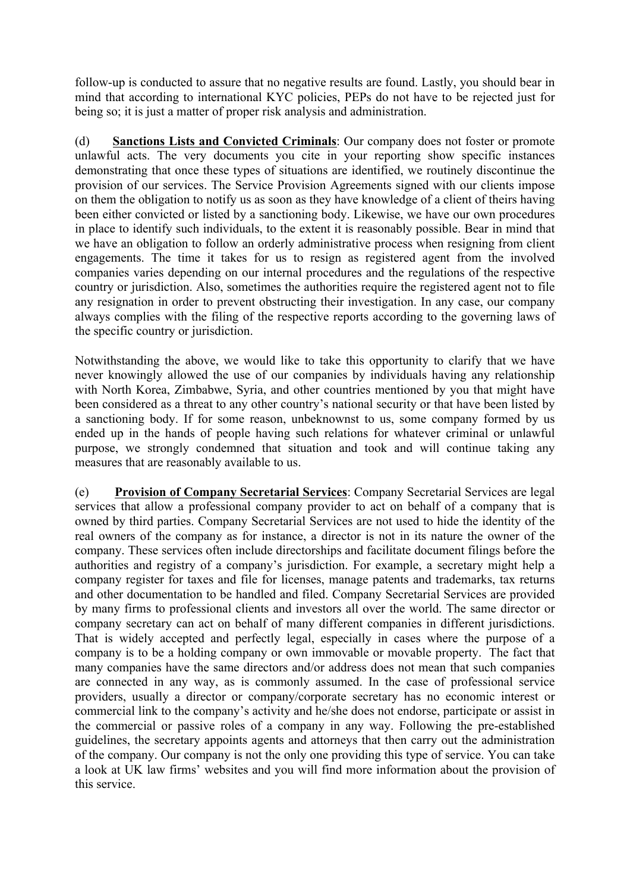follow-up is conducted to assure that no negative results are found. Lastly, you should bear in mind that according to international KYC policies, PEPs do not have to be rejected just for being so; it is just a matter of proper risk analysis and administration.

(d) **Sanctions Lists and Convicted Criminals**: Our company does not foster or promote unlawful acts. The very documents you cite in your reporting show specific instances demonstrating that once these types of situations are identified, we routinely discontinue the provision of our services. The Service Provision Agreements signed with our clients impose on them the obligation to notify us as soon as they have knowledge of a client of theirs having been either convicted or listed by a sanctioning body. Likewise, we have our own procedures in place to identify such individuals, to the extent it is reasonably possible. Bear in mind that we have an obligation to follow an orderly administrative process when resigning from client engagements. The time it takes for us to resign as registered agent from the involved companies varies depending on our internal procedures and the regulations of the respective country or jurisdiction. Also, sometimes the authorities require the registered agent not to file any resignation in order to prevent obstructing their investigation. In any case, our company always complies with the filing of the respective reports according to the governing laws of the specific country or jurisdiction.

Notwithstanding the above, we would like to take this opportunity to clarify that we have never knowingly allowed the use of our companies by individuals having any relationship with North Korea, Zimbabwe, Syria, and other countries mentioned by you that might have been considered as a threat to any other country's national security or that have been listed by a sanctioning body. If for some reason, unbeknownst to us, some company formed by us ended up in the hands of people having such relations for whatever criminal or unlawful purpose, we strongly condemned that situation and took and will continue taking any measures that are reasonably available to us.

(e) **Provision of Company Secretarial Services**: Company Secretarial Services are legal services that allow a professional company provider to act on behalf of a company that is owned by third parties. Company Secretarial Services are not used to hide the identity of the real owners of the company as for instance, a director is not in its nature the owner of the company. These services often include directorships and facilitate document filings before the authorities and registry of a company's jurisdiction. For example, a secretary might help a company register for taxes and file for licenses, manage patents and trademarks, tax returns and other documentation to be handled and filed. Company Secretarial Services are provided by many firms to professional clients and investors all over the world. The same director or company secretary can act on behalf of many different companies in different jurisdictions. That is widely accepted and perfectly legal, especially in cases where the purpose of a company is to be a holding company or own immovable or movable property. The fact that many companies have the same directors and/or address does not mean that such companies are connected in any way, as is commonly assumed. In the case of professional service providers, usually a director or company/corporate secretary has no economic interest or commercial link to the company's activity and he/she does not endorse, participate or assist in the commercial or passive roles of a company in any way. Following the pre-established guidelines, the secretary appoints agents and attorneys that then carry out the administration of the company. Our company is not the only one providing this type of service. You can take a look at UK law firms' websites and you will find more information about the provision of this service.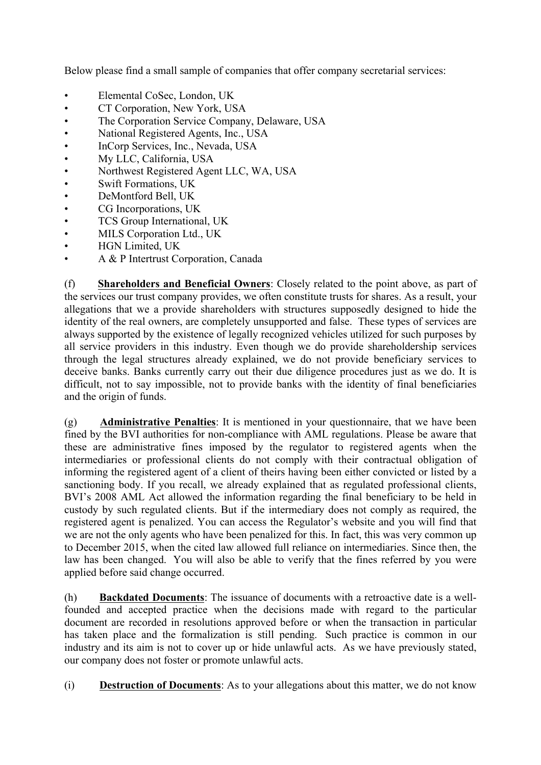Below please find a small sample of companies that offer company secretarial services:

- Elemental CoSec, London, UK
- CT Corporation, New York, USA
- The Corporation Service Company, Delaware, USA
- National Registered Agents, Inc., USA
- InCorp Services, Inc., Nevada, USA
- My LLC, California, USA
- Northwest Registered Agent LLC, WA, USA
- Swift Formations, UK
- DeMontford Bell, UK
- CG Incorporations, UK
- TCS Group International, UK
- MILS Corporation Ltd., UK
- HGN Limited, UK
- A & P Intertrust Corporation, Canada

(f) **Shareholders and Beneficial Owners**: Closely related to the point above, as part of the services our trust company provides, we often constitute trusts for shares. As a result, your allegations that we a provide shareholders with structures supposedly designed to hide the identity of the real owners, are completely unsupported and false. These types of services are always supported by the existence of legally recognized vehicles utilized for such purposes by all service providers in this industry. Even though we do provide shareholdership services through the legal structures already explained, we do not provide beneficiary services to deceive banks. Banks currently carry out their due diligence procedures just as we do. It is difficult, not to say impossible, not to provide banks with the identity of final beneficiaries and the origin of funds.

(g) **Administrative Penalties**: It is mentioned in your questionnaire, that we have been fined by the BVI authorities for non-compliance with AML regulations. Please be aware that these are administrative fines imposed by the regulator to registered agents when the intermediaries or professional clients do not comply with their contractual obligation of informing the registered agent of a client of theirs having been either convicted or listed by a sanctioning body. If you recall, we already explained that as regulated professional clients, BVI's 2008 AML Act allowed the information regarding the final beneficiary to be held in custody by such regulated clients. But if the intermediary does not comply as required, the registered agent is penalized. You can access the Regulator's website and you will find that we are not the only agents who have been penalized for this. In fact, this was very common up to December 2015, when the cited law allowed full reliance on intermediaries. Since then, the law has been changed. You will also be able to verify that the fines referred by you were applied before said change occurred.

(h) **Backdated Documents**: The issuance of documents with a retroactive date is a well-founded and accepted practice when the decisions made with regard to the particular document are recorded in resolutions approved before or when the transaction in particular has taken place and the formalization is still pending. Such practice is common in our industry and its aim is not to cover up or hide unlawful acts. As we have previously stated, our company does not foster or promote unlawful acts.

(i) **Destruction of Documents**: As to your allegations about this matter, we do not know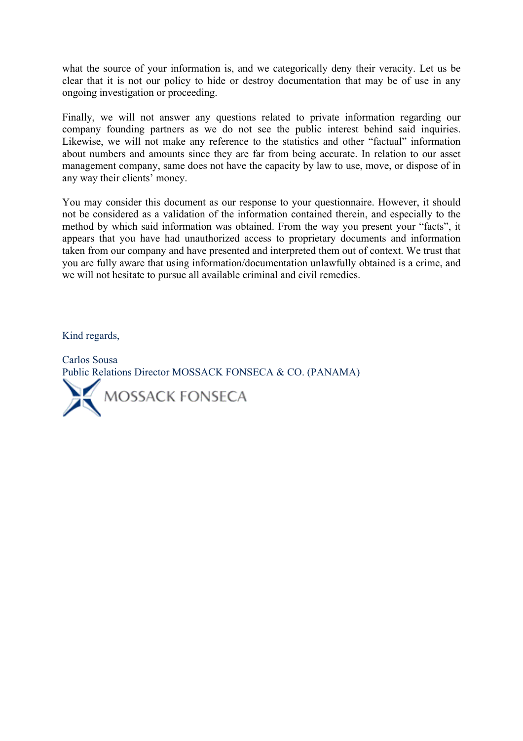what the source of your information is, and we categorically deny their veracity. Let us be clear that it is not our policy to hide or destroy documentation that may be of use in any ongoing investigation or proceeding.

Finally, we will not answer any questions related to private information regarding our company founding partners as we do not see the public interest behind said inquiries. Likewise, we will not make any reference to the statistics and other "factual" information about numbers and amounts since they are far from being accurate. In relation to our asset management company, same does not have the capacity by law to use, move, or dispose of in any way their clients' money.

You may consider this document as our response to your questionnaire. However, it should not be considered as a validation of the information contained therein, and especially to the method by which said information was obtained. From the way you present your "facts", it appears that you have had unauthorized access to proprietary documents and information taken from our company and have presented and interpreted them out of context. We trust that you are fully aware that using information/documentation unlawfully obtained is a crime, and we will not hesitate to pursue all available criminal and civil remedies.

Kind regards,

Carlos Sousa
Public Relations Director MOSSACK FONSECA & CO. (PANAMA)

MOSSACK FONSECA